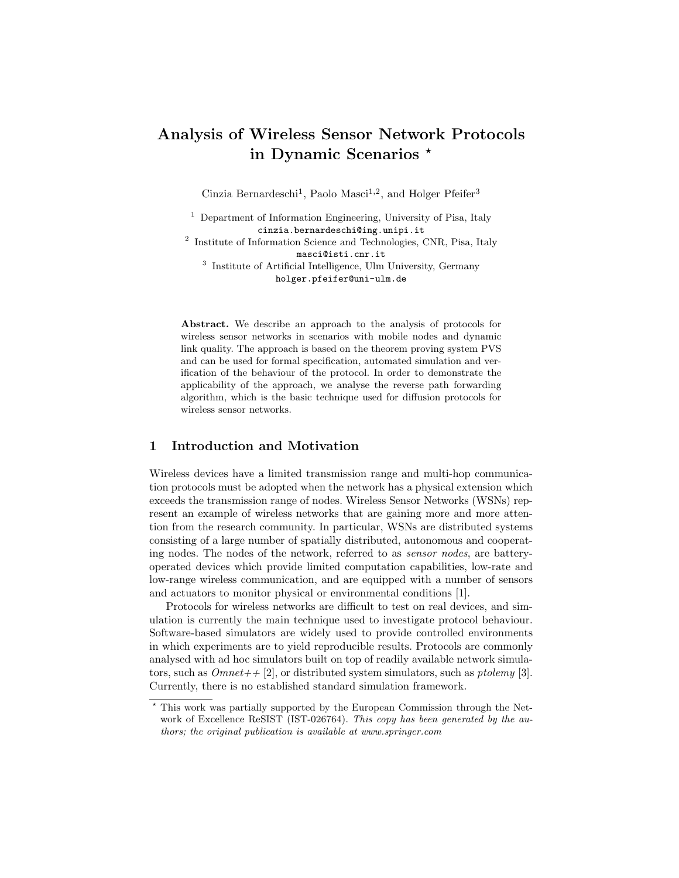# Analysis of Wireless Sensor Network Protocols in Dynamic Scenarios *

Cinzia Bernardeschi[1], Paolo Masci[1,2], and Holger Pfeifer[3]

[1] Department of Information Engineering, University of Pisa, Italy
cinzia.bernardeschi@ing.unipi.it

[2] Institute of Information Science and Technologies, CNR, Pisa, Italy
masci@isti.cnr.it

[3] Institute of Artificial Intelligence, Ulm University, Germany
holger.pfeifer@uni-ulm.de

**Abstract.** We describe an approach to the analysis of protocols for wireless sensor networks in scenarios with mobile nodes and dynamic link quality. The approach is based on the theorem proving system PVS and can be used for formal specification, automated simulation and verification of the behaviour of the protocol. In order to demonstrate the applicability of the approach, we analyse the reverse path forwarding algorithm, which is the basic technique used for diffusion protocols for wireless sensor networks.

## 1 Introduction and Motivation

Wireless devices have a limited transmission range and multi-hop communication protocols must be adopted when the network has a physical extension which exceeds the transmission range of nodes. Wireless Sensor Networks (WSNs) represent an example of wireless networks that are gaining more and more attention from the research community. In particular, WSNs are distributed systems consisting of a large number of spatially distributed, autonomous and cooperating nodes. The nodes of the network, referred to as *sensor nodes*, are battery-operated devices which provide limited computation capabilities, low-rate and low-range wireless communication, and are equipped with a number of sensors and actuators to monitor physical or environmental conditions [1].

Protocols for wireless networks are difficult to test on real devices, and simulation is currently the main technique used to investigate protocol behaviour. Software-based simulators are widely used to provide controlled environments in which experiments are to yield reproducible results. Protocols are commonly analysed with ad hoc simulators built on top of readily available network simulators, such as *Omnet++* [2], or distributed system simulators, such as *ptolemy* [3]. Currently, there is no established standard simulation framework.

* This work was partially supported by the European Commission through the Network of Excellence ReSIST (IST-026764). *This copy has been generated by the authors; the original publication is available at www.springer.com*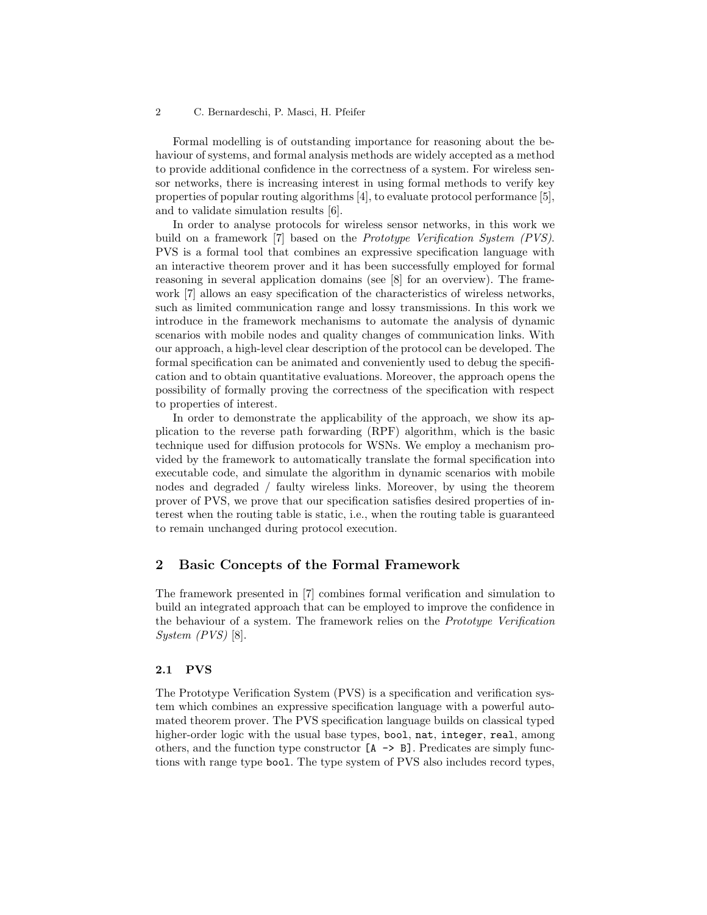Formal modelling is of outstanding importance for reasoning about the behaviour of systems, and formal analysis methods are widely accepted as a method to provide additional confidence in the correctness of a system. For wireless sensor networks, there is increasing interest in using formal methods to verify key properties of popular routing algorithms [4], to evaluate protocol performance [5], and to validate simulation results [6].

In order to analyse protocols for wireless sensor networks, in this work we build on a framework [7] based on the *Prototype Verification System (PVS)*. PVS is a formal tool that combines an expressive specification language with an interactive theorem prover and it has been successfully employed for formal reasoning in several application domains (see [8] for an overview). The framework [7] allows an easy specification of the characteristics of wireless networks, such as limited communication range and lossy transmissions. In this work we introduce in the framework mechanisms to automate the analysis of dynamic scenarios with mobile nodes and quality changes of communication links. With our approach, a high-level clear description of the protocol can be developed. The formal specification can be animated and conveniently used to debug the specification and to obtain quantitative evaluations. Moreover, the approach opens the possibility of formally proving the correctness of the specification with respect to properties of interest.

In order to demonstrate the applicability of the approach, we show its application to the reverse path forwarding (RPF) algorithm, which is the basic technique used for diffusion protocols for WSNs. We employ a mechanism provided by the framework to automatically translate the formal specification into executable code, and simulate the algorithm in dynamic scenarios with mobile nodes and degraded / faulty wireless links. Moreover, by using the theorem prover of PVS, we prove that our specification satisfies desired properties of interest when the routing table is static, i.e., when the routing table is guaranteed to remain unchanged during protocol execution.

## 2 Basic Concepts of the Formal Framework

The framework presented in [7] combines formal verification and simulation to build an integrated approach that can be employed to improve the confidence in the behaviour of a system. The framework relies on the *Prototype Verification System (PVS)* [8].

### 2.1 PVS

The Prototype Verification System (PVS) is a specification and verification system which combines an expressive specification language with a powerful automated theorem prover. The PVS specification language builds on classical typed higher-order logic with the usual base types, `bool`, `nat`, `integer`, `real`, among others, and the function type constructor `[A -> B]`. Predicates are simply functions with range type `bool`. The type system of PVS also includes record types,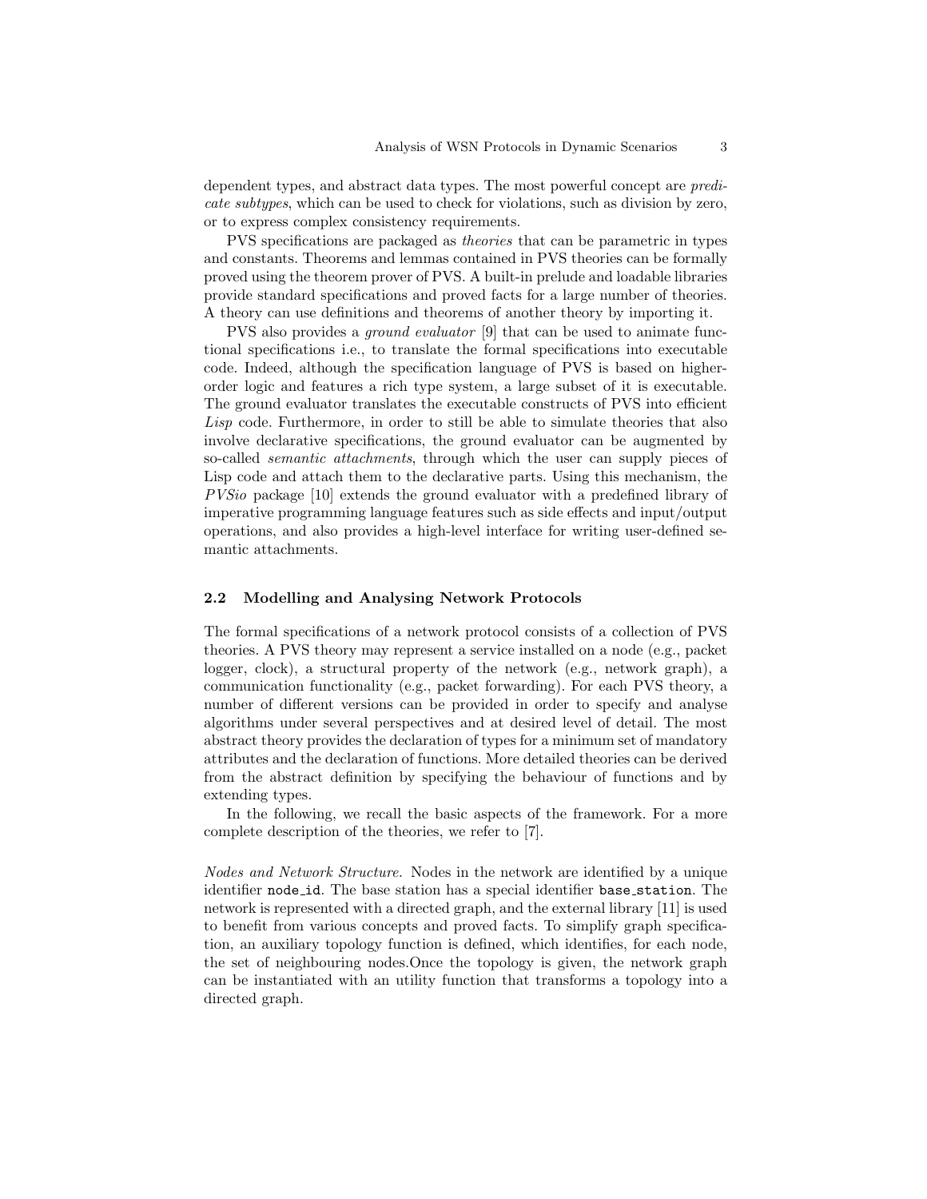dependent types, and abstract data types. The most powerful concept are *predicate subtypes*, which can be used to check for violations, such as division by zero, or to express complex consistency requirements.

PVS specifications are packaged as *theories* that can be parametric in types and constants. Theorems and lemmas contained in PVS theories can be formally proved using the theorem prover of PVS. A built-in prelude and loadable libraries provide standard specifications and proved facts for a large number of theories. A theory can use definitions and theorems of another theory by importing it.

PVS also provides a *ground evaluator* [9] that can be used to animate functional specifications i.e., to translate the formal specifications into executable code. Indeed, although the specification language of PVS is based on higher-order logic and features a rich type system, a large subset of it is executable. The ground evaluator translates the executable constructs of PVS into efficient *Lisp* code. Furthermore, in order to still be able to simulate theories that also involve declarative specifications, the ground evaluator can be augmented by so-called *semantic attachments*, through which the user can supply pieces of Lisp code and attach them to the declarative parts. Using this mechanism, the *PVSio* package [10] extends the ground evaluator with a predefined library of imperative programming language features such as side effects and input/output operations, and also provides a high-level interface for writing user-defined semantic attachments.

### 2.2 Modelling and Analysing Network Protocols

The formal specifications of a network protocol consists of a collection of PVS theories. A PVS theory may represent a service installed on a node (e.g., packet logger, clock), a structural property of the network (e.g., network graph), a communication functionality (e.g., packet forwarding). For each PVS theory, a number of different versions can be provided in order to specify and analyse algorithms under several perspectives and at desired level of detail. The most abstract theory provides the declaration of types for a minimum set of mandatory attributes and the declaration of functions. More detailed theories can be derived from the abstract definition by specifying the behaviour of functions and by extending types.

In the following, we recall the basic aspects of the framework. For a more complete description of the theories, we refer to [7].

*Nodes and Network Structure.* Nodes in the network are identified by a unique identifier `node_id`. The base station has a special identifier `base_station`. The network is represented with a directed graph, and the external library [11] is used to benefit from various concepts and proved facts. To simplify graph specification, an auxiliary topology function is defined, which identifies, for each node, the set of neighbouring nodes.Once the topology is given, the network graph can be instantiated with an utility function that transforms a topology into a directed graph.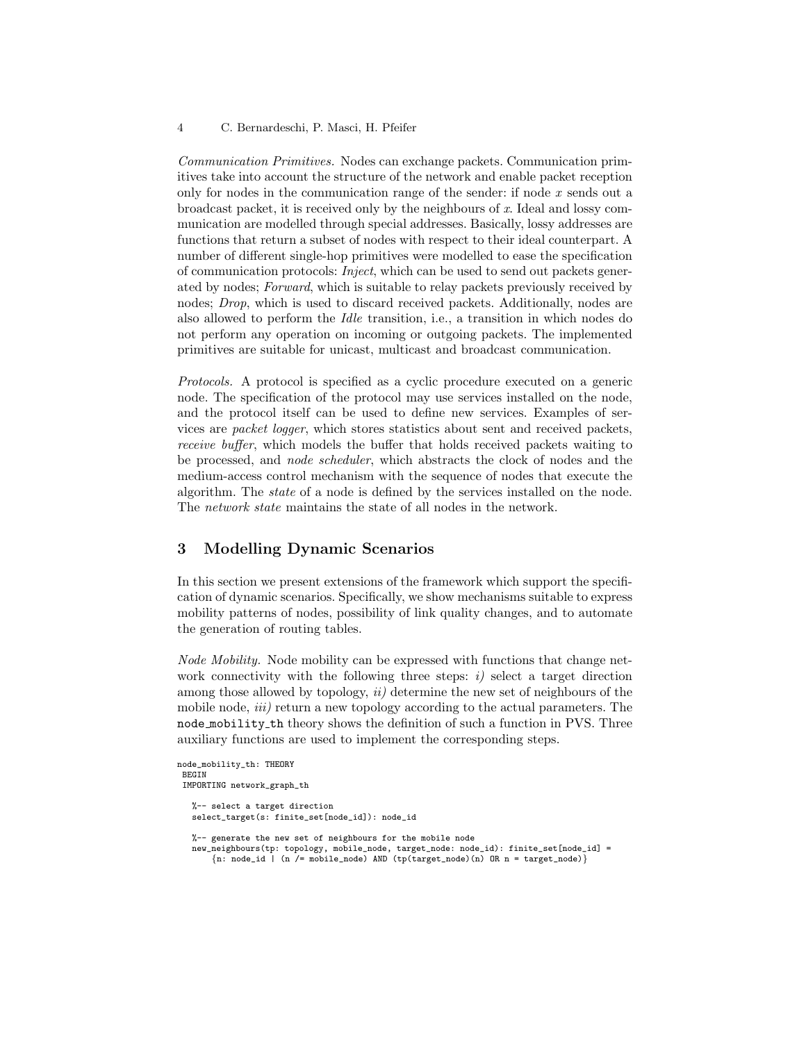*Communication Primitives.* Nodes can exchange packets. Communication primitives take into account the structure of the network and enable packet reception only for nodes in the communication range of the sender: if node $x$ sends out a broadcast packet, it is received only by the neighbours of $x$. Ideal and lossy communication are modelled through special addresses. Basically, lossy addresses are functions that return a subset of nodes with respect to their ideal counterpart. A number of different single-hop primitives were modelled to ease the specification of communication protocols: *Inject*, which can be used to send out packets generated by nodes; *Forward*, which is suitable to relay packets previously received by nodes; *Drop*, which is used to discard received packets. Additionally, nodes are also allowed to perform the *Idle* transition, i.e., a transition in which nodes do not perform any operation on incoming or outgoing packets. The implemented primitives are suitable for unicast, multicast and broadcast communication.

*Protocols.* A protocol is specified as a cyclic procedure executed on a generic node. The specification of the protocol may use services installed on the node, and the protocol itself can be used to define new services. Examples of services are *packet logger*, which stores statistics about sent and received packets, *receive buffer*, which models the buffer that holds received packets waiting to be processed, and *node scheduler*, which abstracts the clock of nodes and the medium-access control mechanism with the sequence of nodes that execute the algorithm. The *state* of a node is defined by the services installed on the node. The *network state* maintains the state of all nodes in the network.

## 3 Modelling Dynamic Scenarios

In this section we present extensions of the framework which support the specification of dynamic scenarios. Specifically, we show mechanisms suitable to express mobility patterns of nodes, possibility of link quality changes, and to automate the generation of routing tables.

*Node Mobility.* Node mobility can be expressed with functions that change network connectivity with the following three steps: *i)* select a target direction among those allowed by topology, *ii)* determine the new set of neighbours of the mobile node, *iii)* return a new topology according to the actual parameters. The `node_mobility_th` theory shows the definition of such a function in PVS. Three auxiliary functions are used to implement the corresponding steps.

```
node_mobility_th: THEORY
 BEGIN
 IMPORTING network_graph_th

   %-- select a target direction
   select_target(s: finite_set[node_id]): node_id

   %-- generate the new set of neighbours for the mobile node
   new_neighbours(tp: topology, mobile_node, target_node: node_id): finite_set[node_id] =
       {n: node_id | (n /= mobile_node) AND (tp(target_node)(n) OR n = target_node)}
```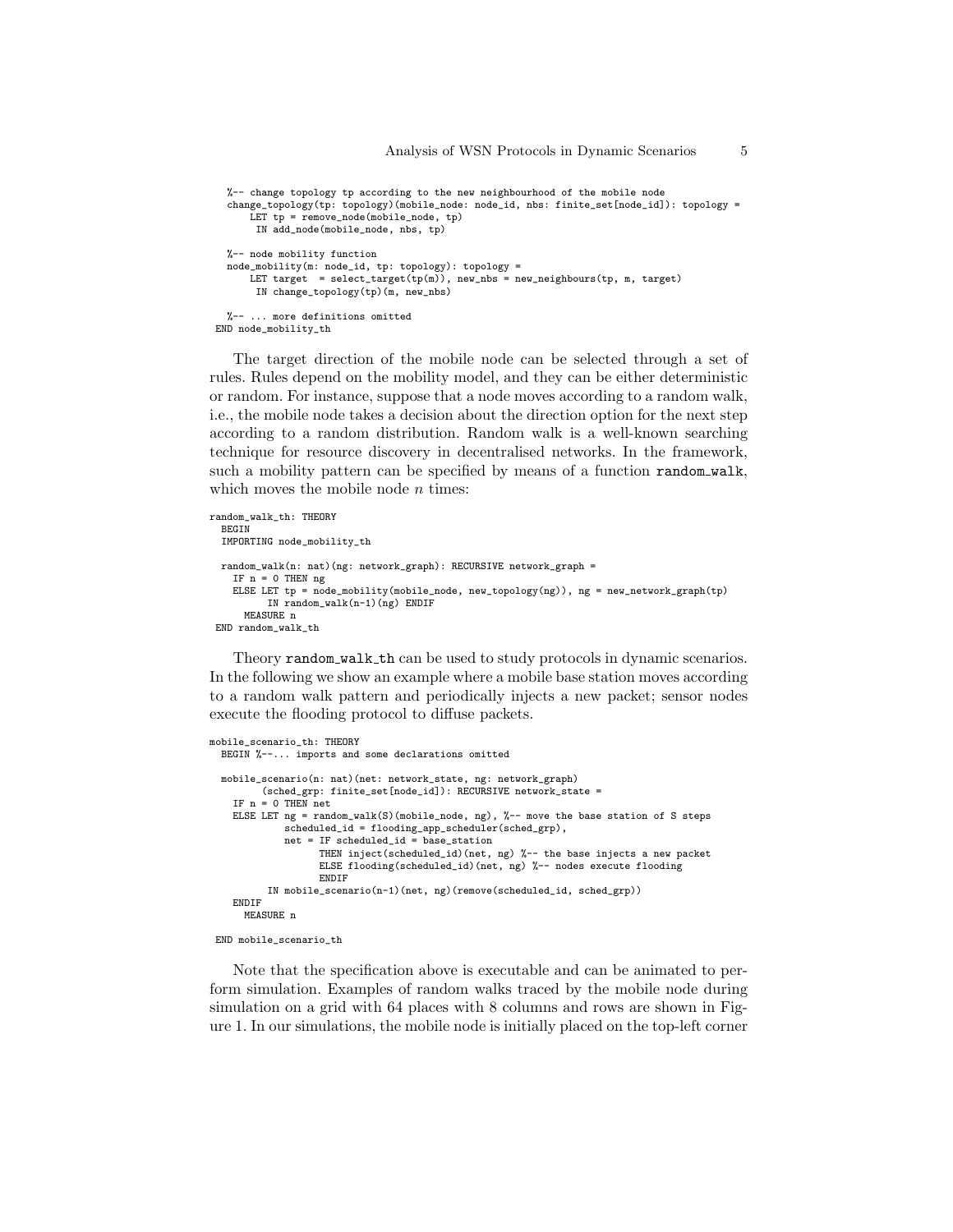```
  %-- change topology tp according to the new neighbourhood of the mobile node
  change_topology(tp: topology)(mobile_node: node_id, nbs: finite_set[node_id]): topology =
      LET tp = remove_node(mobile_node, tp)
       IN add_node(mobile_node, nbs, tp)

  %-- node mobility function
  node_mobility(m: node_id, tp: topology): topology =
      LET target  = select_target(tp(m)), new_nbs = new_neighbours(tp, m, target)
       IN change_topology(tp)(m, new_nbs)

  %-- ... more definitions omitted
 END node_mobility_th
```

The target direction of the mobile node can be selected through a set of rules. Rules depend on the mobility model, and they can be either deterministic or random. For instance, suppose that a node moves according to a random walk, i.e., the mobile node takes a decision about the direction option for the next step according to a random distribution. Random walk is a well-known searching technique for resource discovery in decentralised networks. In the framework, such a mobility pattern can be specified by means of a function `random_walk`, which moves the mobile node $n$ times:

```
random_walk_th: THEORY
  BEGIN
  IMPORTING node_mobility_th

  random_walk(n: nat)(ng: network_graph): RECURSIVE network_graph =
    IF n = 0 THEN ng
    ELSE LET tp = node_mobility(mobile_node, new_topology(ng)), ng = new_network_graph(tp)
         IN random_walk(n-1)(ng) ENDIF
      MEASURE n
 END random_walk_th
```

Theory `random_walk_th` can be used to study protocols in dynamic scenarios. In the following we show an example where a mobile base station moves according to a random walk pattern and periodically injects a new packet; sensor nodes execute the flooding protocol to diffuse packets.

```
mobile_scenario_th: THEORY
  BEGIN %--... imports and some declarations omitted

  mobile_scenario(n: nat)(net: network_state, ng: network_graph)
        (sched_grp: finite_set[node_id]): RECURSIVE network_state =
    IF n = 0 THEN net
    ELSE LET ng = random_walk(S)(mobile_node, ng), %-- move the base station of S steps
             scheduled_id = flooding_app_scheduler(sched_grp),
             net = IF scheduled_id = base_station
                   THEN inject(scheduled_id)(net, ng) %-- the base injects a new packet
                   ELSE flooding(scheduled_id)(net, ng) %-- nodes execute flooding
                   ENDIF
         IN mobile_scenario(n-1)(net, ng)(remove(scheduled_id, sched_grp))
    ENDIF
      MEASURE n

 END mobile_scenario_th
```

Note that the specification above is executable and can be animated to perform simulation. Examples of random walks traced by the mobile node during simulation on a grid with 64 places with 8 columns and rows are shown in Figure 1. In our simulations, the mobile node is initially placed on the top-left corner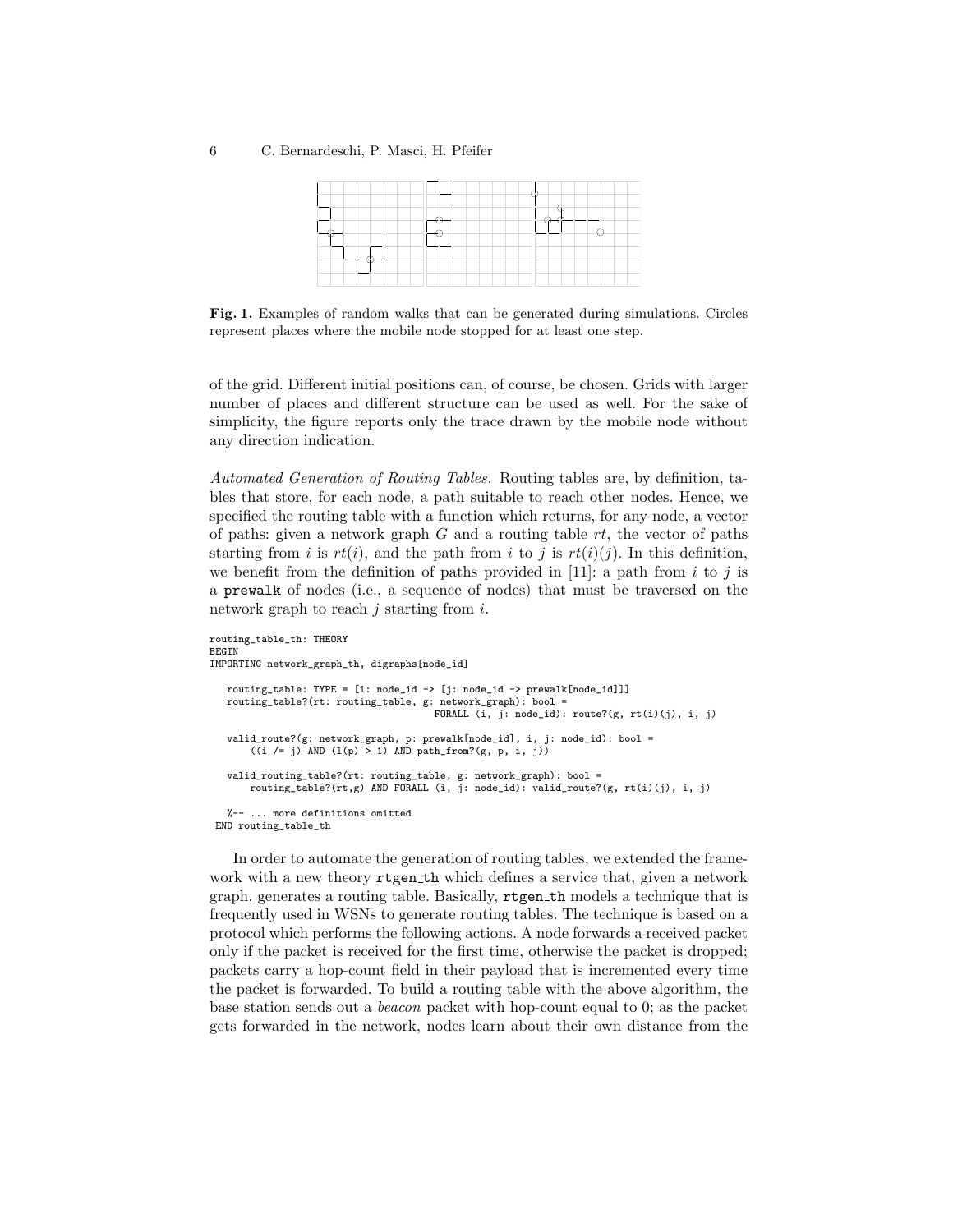**Fig. 1.** Examples of random walks that can be generated during simulations. Circles represent places where the mobile node stopped for at least one step.

of the grid. Different initial positions can, of course, be chosen. Grids with larger number of places and different structure can be used as well. For the sake of simplicity, the figure reports only the trace drawn by the mobile node without any direction indication.

*Automated Generation of Routing Tables.* Routing tables are, by definition, tables that store, for each node, a path suitable to reach other nodes. Hence, we specified the routing table with a function which returns, for any node, a vector of paths: given a network graph $G$ and a routing table $rt$, the vector of paths starting from $i$ is $rt(i)$, and the path from $i$ to $j$ is $rt(i)(j)$. In this definition, we benefit from the definition of paths provided in [11]: a path from $i$ to $j$ is a `prewalk` of nodes (i.e., a sequence of nodes) that must be traversed on the network graph to reach $j$ starting from $i$.

```
routing_table_th: THEORY
BEGIN
IMPORTING network_graph_th, digraphs[node_id]

   routing_table: TYPE = [i: node_id -> [j: node_id -> prewalk[node_id]]]
   routing_table?(rt: routing_table, g: network_graph): bool =
                                    FORALL (i, j: node_id): route?(g, rt(i)(j), i, j)

   valid_route?(g: network_graph, p: prewalk[node_id], i, j: node_id): bool =
       ((i /= j) AND (l(p) > 1) AND path_from?(g, p, i, j))

   valid_routing_table?(rt: routing_table, g: network_graph): bool =
       routing_table?(rt,g) AND FORALL (i, j: node_id): valid_route?(g, rt(i)(j), i, j)

   %-- ... more definitions omitted
 END routing_table_th
```

In order to automate the generation of routing tables, we extended the framework with a new theory `rtgen_th` which defines a service that, given a network graph, generates a routing table. Basically, `rtgen_th` models a technique that is frequently used in WSNs to generate routing tables. The technique is based on a protocol which performs the following actions. A node forwards a received packet only if the packet is received for the first time, otherwise the packet is dropped; packets carry a hop-count field in their payload that is incremented every time the packet is forwarded. To build a routing table with the above algorithm, the base station sends out a *beacon* packet with hop-count equal to 0; as the packet gets forwarded in the network, nodes learn about their own distance from the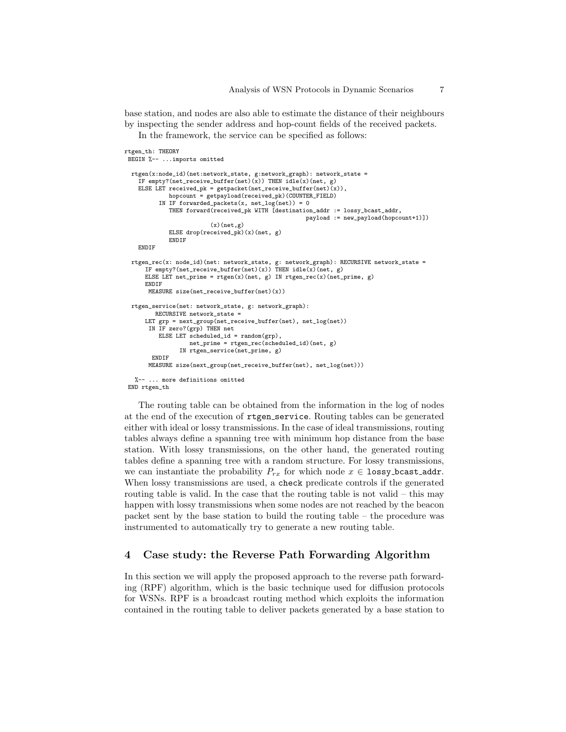base station, and nodes are also able to estimate the distance of their neighbours by inspecting the sender address and hop-count fields of the received packets.

In the framework, the service can be specified as follows:

```
rtgen_th: THEORY
 BEGIN %-- ...imports omitted

  rtgen(x:node_id)(net:network_state, g:network_graph): network_state =
    IF empty?(net_receive_buffer(net)(x)) THEN idle(x)(net, g)
    ELSE LET received_pk = getpacket(net_receive_buffer(net)(x)),
             hopcount = getpayload(received_pk)(COUNTER_FIELD)
          IN IF forwarded_packets(x, net_log(net)) = 0
             THEN forward(received_pk WITH [destination_addr := lossy_bcast_addr,
                                            payload := new_payload(hopcount+1)])
                         (x)(net,g)
             ELSE drop(received_pk)(x)(net, g)
             ENDIF
    ENDIF

  rtgen_rec(x: node_id)(net: network_state, g: network_graph): RECURSIVE network_state =
      IF empty?(net_receive_buffer(net)(x)) THEN idle(x)(net, g)
      ELSE LET net_prime = rtgen(x)(net, g) IN rtgen_rec(x)(net_prime, g)
      ENDIF
       MEASURE size(net_receive_buffer(net)(x))

  rtgen_service(net: network_state, g: network_graph):
        RECURSIVE network_state =
     LET grp = next_group(net_receive_buffer(net), net_log(net))
      IN IF zero?(grp) THEN net
         ELSE LET scheduled_id = random(grp),
                  net_prime = rtgen_rec(scheduled_id)(net, g)
               IN rtgen_service(net_prime, g)
       ENDIF
      MEASURE size(next_group(net_receive_buffer(net), net_log(net)))

   %-- ... more definitions omitted
 END rtgen_th
```

The routing table can be obtained from the information in the log of nodes at the end of the execution of `rtgen_service`. Routing tables can be generated either with ideal or lossy transmissions. In the case of ideal transmissions, routing tables always define a spanning tree with minimum hop distance from the base station. With lossy transmissions, on the other hand, the generated routing tables define a spanning tree with a random structure. For lossy transmissions, we can instantiate the probability $P_{rx}$ for which node $x \in$ `lossy_bcast_addr`. When lossy transmissions are used, a `check` predicate controls if the generated routing table is valid. In the case that the routing table is not valid – this may happen with lossy transmissions when some nodes are not reached by the beacon packet sent by the base station to build the routing table – the procedure was instrumented to automatically try to generate a new routing table.

## 4 Case study: the Reverse Path Forwarding Algorithm

In this section we will apply the proposed approach to the reverse path forwarding (RPF) algorithm, which is the basic technique used for diffusion protocols for WSNs. RPF is a broadcast routing method which exploits the information contained in the routing table to deliver packets generated by a base station to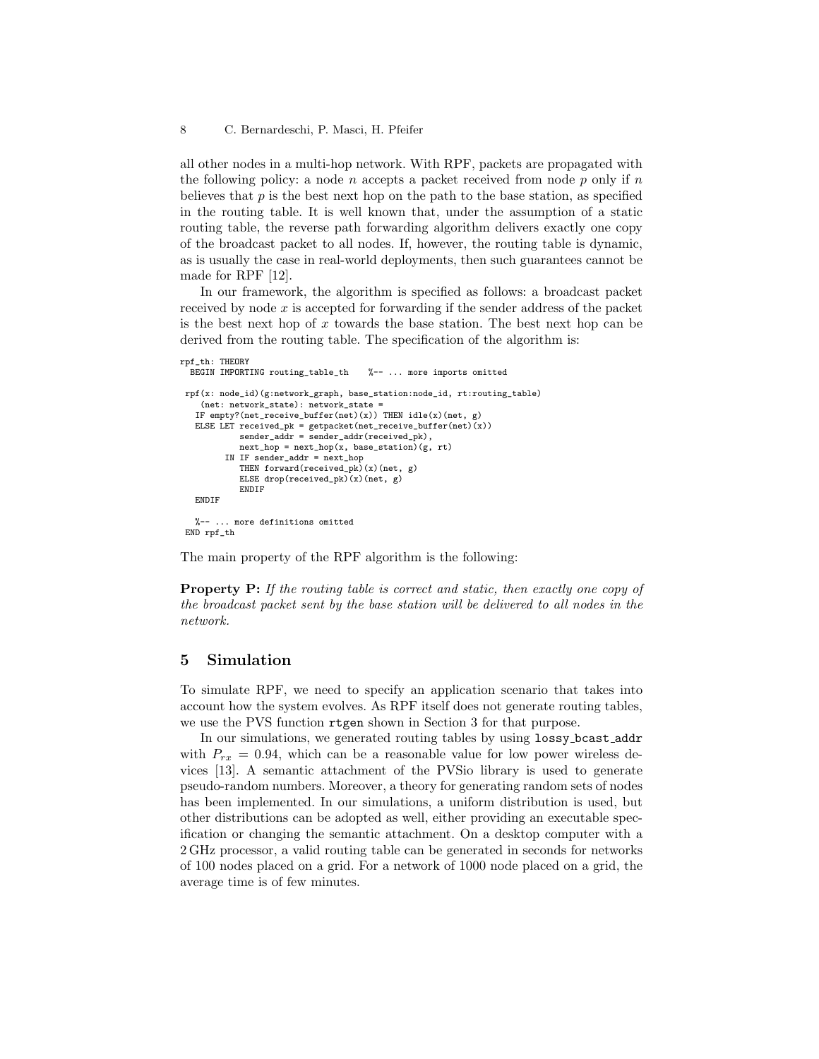all other nodes in a multi-hop network. With RPF, packets are propagated with the following policy: a node $n$ accepts a packet received from node $p$ only if $n$ believes that $p$ is the best next hop on the path to the base station, as specified in the routing table. It is well known that, under the assumption of a static routing table, the reverse path forwarding algorithm delivers exactly one copy of the broadcast packet to all nodes. If, however, the routing table is dynamic, as is usually the case in real-world deployments, then such guarantees cannot be made for RPF [12].

In our framework, the algorithm is specified as follows: a broadcast packet received by node $x$ is accepted for forwarding if the sender address of the packet is the best next hop of $x$ towards the base station. The best next hop can be derived from the routing table. The specification of the algorithm is:

```
rpf_th: THEORY
  BEGIN IMPORTING routing_table_th    %-- ... more imports omitted

 rpf(x: node_id)(g:network_graph, base_station:node_id, rt:routing_table)
    (net: network_state): network_state =
   IF empty?(net_receive_buffer(net)(x)) THEN idle(x)(net, g)
   ELSE LET received_pk = getpacket(net_receive_buffer(net)(x))
            sender_addr = sender_addr(received_pk),
            next_hop = next_hop(x, base_station)(g, rt)
         IN IF sender_addr = next_hop
            THEN forward(received_pk)(x)(net, g)
            ELSE drop(received_pk)(x)(net, g)
            ENDIF
   ENDIF

   %-- ... more definitions omitted
 END rpf_th
```

The main property of the RPF algorithm is the following:

**Property P:** *If the routing table is correct and static, then exactly one copy of the broadcast packet sent by the base station will be delivered to all nodes in the network.*

## 5 Simulation

To simulate RPF, we need to specify an application scenario that takes into account how the system evolves. As RPF itself does not generate routing tables, we use the PVS function `rtgen` shown in Section 3 for that purpose.

In our simulations, we generated routing tables by using `lossy_bcast_addr` with $P_{rx} = 0.94$, which can be a reasonable value for low power wireless devices [13]. A semantic attachment of the PVSio library is used to generate pseudo-random numbers. Moreover, a theory for generating random sets of nodes has been implemented. In our simulations, a uniform distribution is used, but other distributions can be adopted as well, either providing an executable specification or changing the semantic attachment. On a desktop computer with a 2 GHz processor, a valid routing table can be generated in seconds for networks of 100 nodes placed on a grid. For a network of 1000 node placed on a grid, the average time is of few minutes.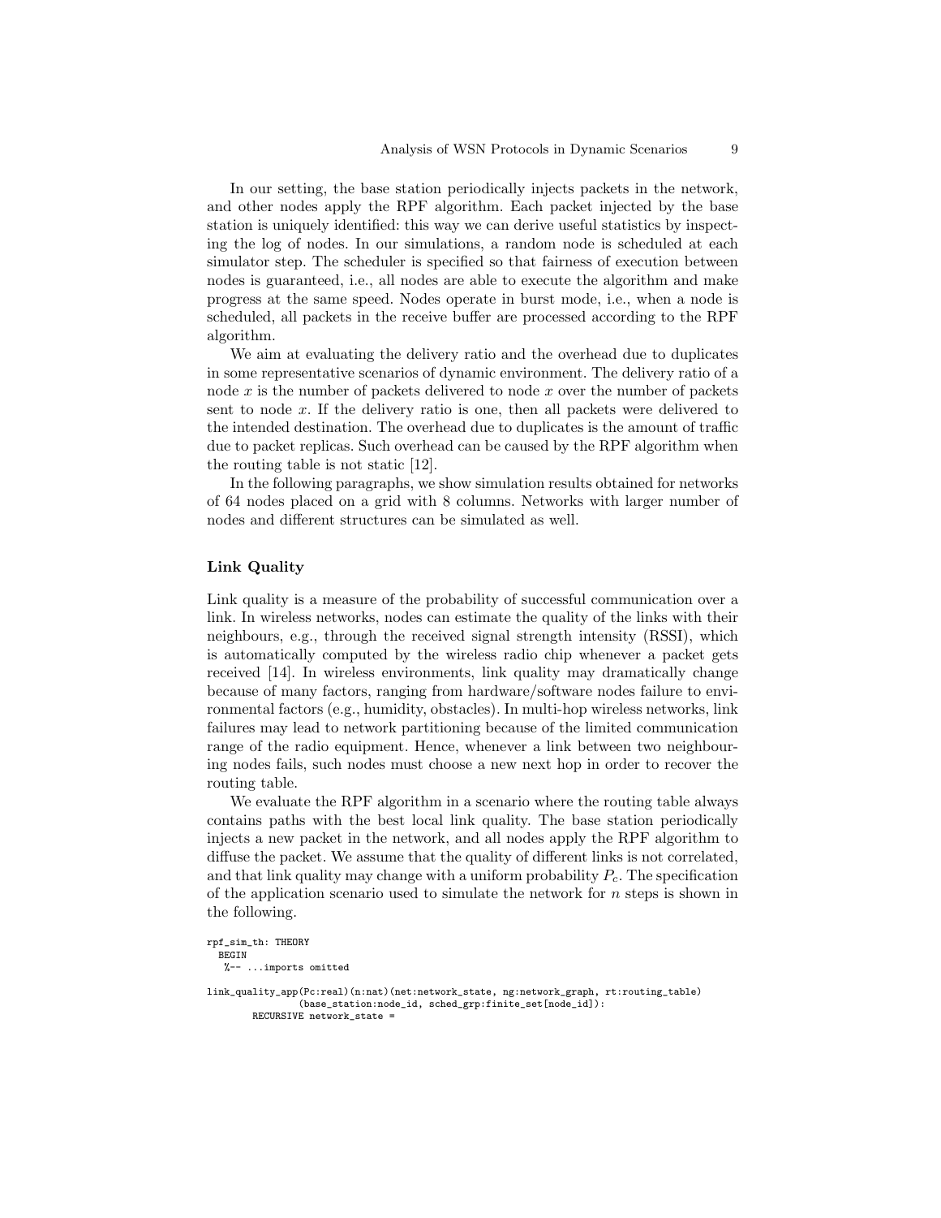In our setting, the base station periodically injects packets in the network, and other nodes apply the RPF algorithm. Each packet injected by the base station is uniquely identified: this way we can derive useful statistics by inspecting the log of nodes. In our simulations, a random node is scheduled at each simulator step. The scheduler is specified so that fairness of execution between nodes is guaranteed, i.e., all nodes are able to execute the algorithm and make progress at the same speed. Nodes operate in burst mode, i.e., when a node is scheduled, all packets in the receive buffer are processed according to the RPF algorithm.

We aim at evaluating the delivery ratio and the overhead due to duplicates in some representative scenarios of dynamic environment. The delivery ratio of a node $x$ is the number of packets delivered to node $x$ over the number of packets sent to node $x$. If the delivery ratio is one, then all packets were delivered to the intended destination. The overhead due to duplicates is the amount of traffic due to packet replicas. Such overhead can be caused by the RPF algorithm when the routing table is not static [12].

In the following paragraphs, we show simulation results obtained for networks of 64 nodes placed on a grid with 8 columns. Networks with larger number of nodes and different structures can be simulated as well.

**Link Quality**

Link quality is a measure of the probability of successful communication over a link. In wireless networks, nodes can estimate the quality of the links with their neighbours, e.g., through the received signal strength intensity (RSSI), which is automatically computed by the wireless radio chip whenever a packet gets received [14]. In wireless environments, link quality may dramatically change because of many factors, ranging from hardware/software nodes failure to environmental factors (e.g., humidity, obstacles). In multi-hop wireless networks, link failures may lead to network partitioning because of the limited communication range of the radio equipment. Hence, whenever a link between two neighbouring nodes fails, such nodes must choose a new next hop in order to recover the routing table.

We evaluate the RPF algorithm in a scenario where the routing table always contains paths with the best local link quality. The base station periodically injects a new packet in the network, and all nodes apply the RPF algorithm to diffuse the packet. We assume that the quality of different links is not correlated, and that link quality may change with a uniform probability $P_c$. The specification of the application scenario used to simulate the network for $n$ steps is shown in the following.

```
rpf_sim_th: THEORY
  BEGIN
  %-- ...imports omitted

link_quality_app(Pc:real)(n:nat)(net:network_state, ng:network_graph, rt:routing_table)
                (base_station:node_id, sched_grp:finite_set[node_id]):
        RECURSIVE network_state =
```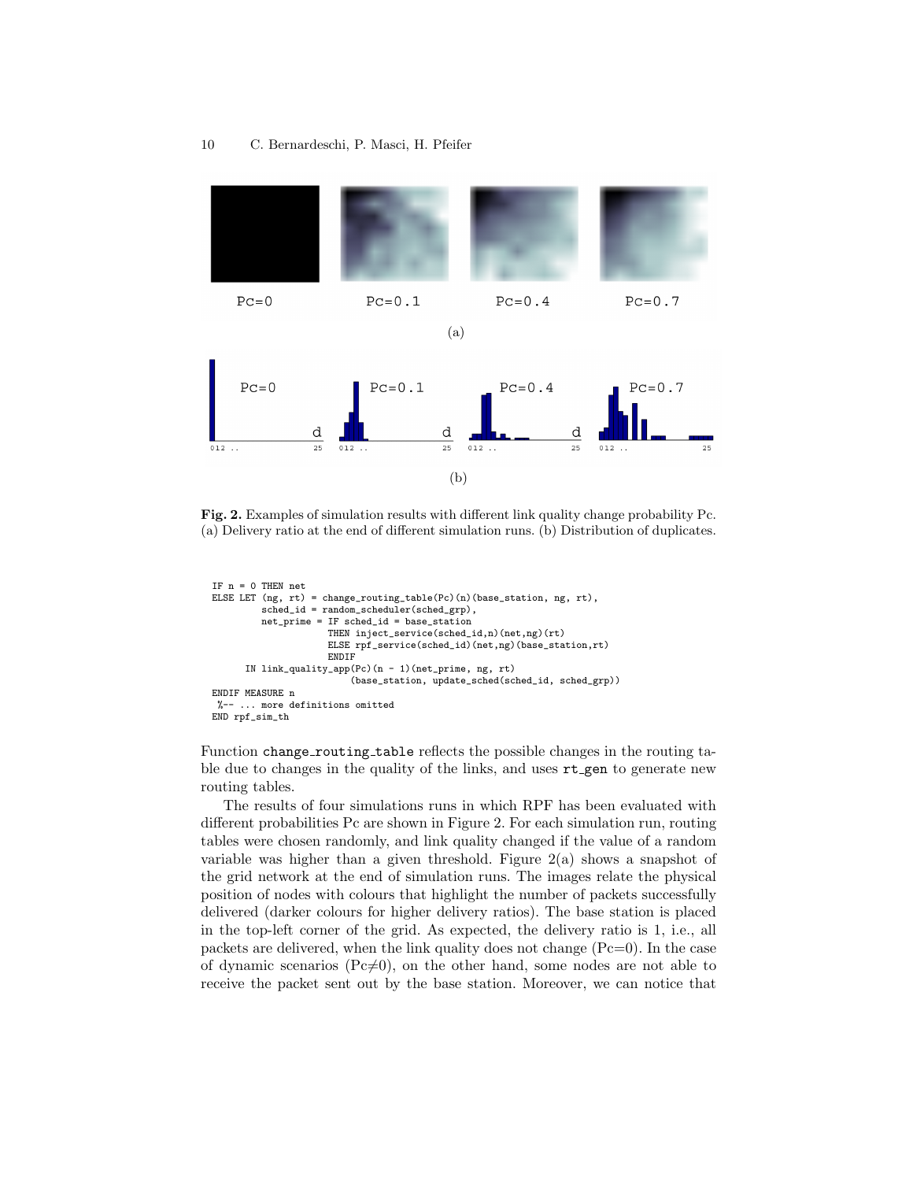Fig. 2. Examples of simulation results with different link quality change probability Pc. (a) Delivery ratio at the end of different simulation runs. (b) Distribution of duplicates.

```
IF n = 0 THEN net
ELSE LET (ng, rt) = change_routing_table(Pc)(n)(base_station, ng, rt),
         sched_id = random_scheduler(sched_grp),
         net_prime = IF sched_id = base_station
                     THEN inject_service(sched_id,n)(net,ng)(rt)
                     ELSE rpf_service(sched_id)(net,ng)(base_station,rt)
                     ENDIF
      IN link_quality_app(Pc)(n - 1)(net_prime, ng, rt)
                          (base_station, update_sched(sched_id, sched_grp))
ENDIF MEASURE n
 %-- ... more definitions omitted
END rpf_sim_th
```

Function `change_routing_table` reflects the possible changes in the routing table due to changes in the quality of the links, and uses `rt_gen` to generate new routing tables.

The results of four simulations runs in which RPF has been evaluated with different probabilities Pc are shown in Figure 2. For each simulation run, routing tables were chosen randomly, and link quality changed if the value of a random variable was higher than a given threshold. Figure 2(a) shows a snapshot of the grid network at the end of simulation runs. The images relate the physical position of nodes with colours that highlight the number of packets successfully delivered (darker colours for higher delivery ratios). The base station is placed in the top-left corner of the grid. As expected, the delivery ratio is 1, i.e., all packets are delivered, when the link quality does not change (Pc=0). In the case of dynamic scenarios (Pc$\neq$0), on the other hand, some nodes are not able to receive the packet sent out by the base station. Moreover, we can notice that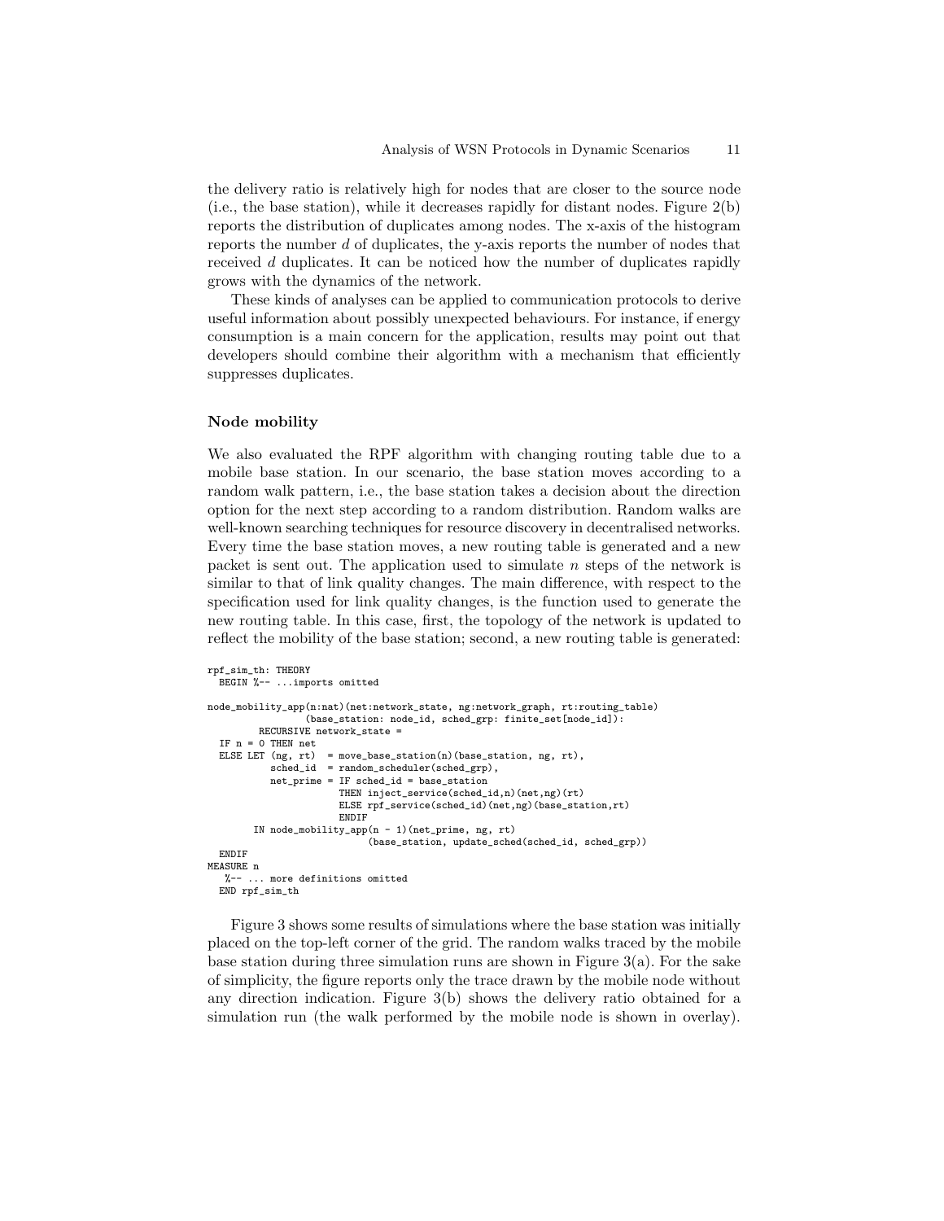the delivery ratio is relatively high for nodes that are closer to the source node (i.e., the base station), while it decreases rapidly for distant nodes. Figure 2(b) reports the distribution of duplicates among nodes. The x-axis of the histogram reports the number $d$ of duplicates, the y-axis reports the number of nodes that received $d$ duplicates. It can be noticed how the number of duplicates rapidly grows with the dynamics of the network.

These kinds of analyses can be applied to communication protocols to derive useful information about possibly unexpected behaviours. For instance, if energy consumption is a main concern for the application, results may point out that developers should combine their algorithm with a mechanism that efficiently suppresses duplicates.

### Node mobility

We also evaluated the RPF algorithm with changing routing table due to a mobile base station. In our scenario, the base station moves according to a random walk pattern, i.e., the base station takes a decision about the direction option for the next step according to a random distribution. Random walks are well-known searching techniques for resource discovery in decentralised networks. Every time the base station moves, a new routing table is generated and a new packet is sent out. The application used to simulate $n$ steps of the network is similar to that of link quality changes. The main difference, with respect to the specification used for link quality changes, is the function used to generate the new routing table. In this case, first, the topology of the network is updated to reflect the mobility of the base station; second, a new routing table is generated:

```
rpf_sim_th: THEORY
  BEGIN %-- ...imports omitted

node_mobility_app(n:nat)(net:network_state, ng:network_graph, rt:routing_table)
                 (base_station: node_id, sched_grp: finite_set[node_id]):
         RECURSIVE network_state =
  IF n = 0 THEN net
  ELSE LET (ng, rt)  = move_base_station(n)(base_station, ng, rt),
           sched_id  = random_scheduler(sched_grp),
           net_prime = IF sched_id = base_station
                       THEN inject_service(sched_id,n)(net,ng)(rt)
                       ELSE rpf_service(sched_id)(net,ng)(base_station,rt)
                       ENDIF
        IN node_mobility_app(n - 1)(net_prime, ng, rt)
                             (base_station, update_sched(sched_id, sched_grp))
  ENDIF
MEASURE n
   %-- ... more definitions omitted
  END rpf_sim_th
```

Figure 3 shows some results of simulations where the base station was initially placed on the top-left corner of the grid. The random walks traced by the mobile base station during three simulation runs are shown in Figure 3(a). For the sake of simplicity, the figure reports only the trace drawn by the mobile node without any direction indication. Figure 3(b) shows the delivery ratio obtained for a simulation run (the walk performed by the mobile node is shown in overlay).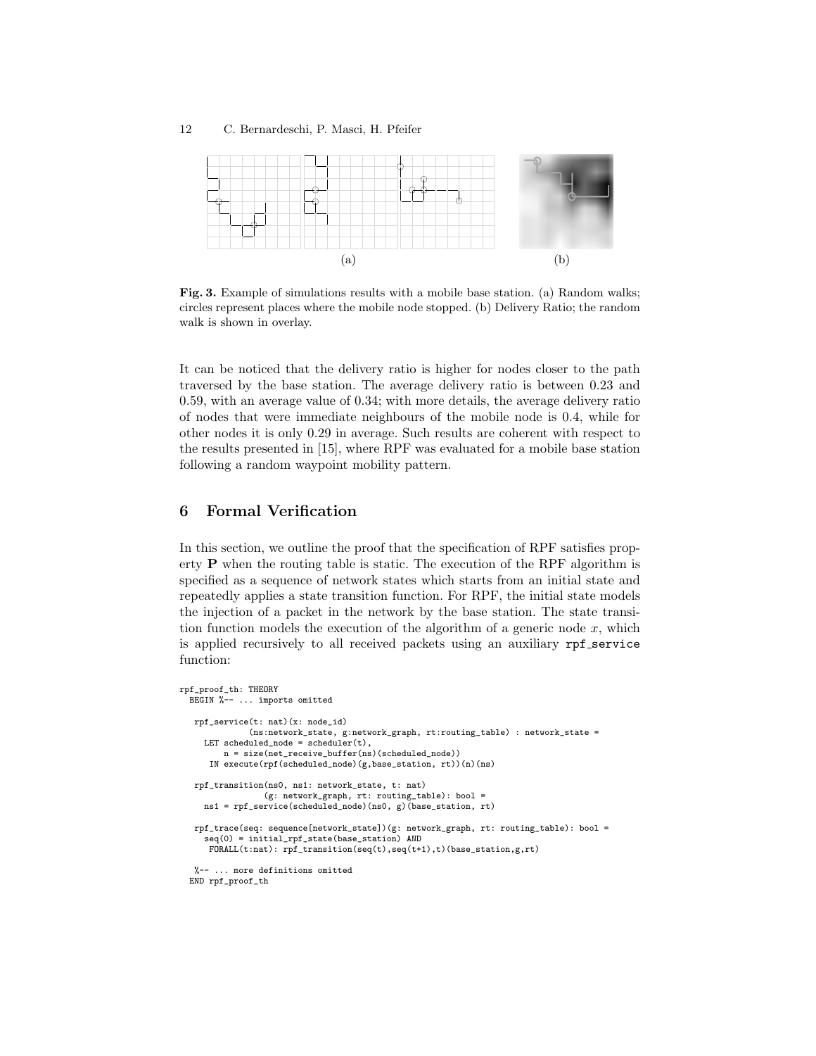Fig. 3. Example of simulations results with a mobile base station. (a) Random walks; circles represent places where the mobile node stopped. (b) Delivery Ratio; the random walk is shown in overlay.

It can be noticed that the delivery ratio is higher for nodes closer to the path traversed by the base station. The average delivery ratio is between 0.23 and 0.59, with an average value of 0.34; with more details, the average delivery ratio of nodes that were immediate neighbours of the mobile node is 0.4, while for other nodes it is only 0.29 in average. Such results are coherent with respect to the results presented in [15], where RPF was evaluated for a mobile base station following a random waypoint mobility pattern.

## 6 Formal Verification

In this section, we outline the proof that the specification of RPF satisfies property **P** when the routing table is static. The execution of the RPF algorithm is specified as a sequence of network states which starts from an initial state and repeatedly applies a state transition function. For RPF, the initial state models the injection of a packet in the network by the base station. The state transition function models the execution of the algorithm of a generic node $x$, which is applied recursively to all received packets using an auxiliary `rpf_service` function:

```
rpf_proof_th: THEORY
  BEGIN %-- ... imports omitted

   rpf_service(t: nat)(x: node_id)
             (ns:network_state, g:network_graph, rt:routing_table) : network_state =
     LET scheduled_node = scheduler(t),
         n = size(net_receive_buffer(ns)(scheduled_node))
      IN execute(rpf(scheduled_node)(g,base_station, rt))(n)(ns)

   rpf_transition(ns0, ns1: network_state, t: nat)
                (g: network_graph, rt: routing_table): bool =
     ns1 = rpf_service(scheduled_node)(ns0, g)(base_station, rt)

   rpf_trace(seq: sequence[network_state])(g: network_graph, rt: routing_table): bool =
     seq(0) = initial_rpf_state(base_station) AND
      FORALL(t:nat): rpf_transition(seq(t),seq(t+1),t)(base_station,g,rt)

   %-- ... more definitions omitted
  END rpf_proof_th
```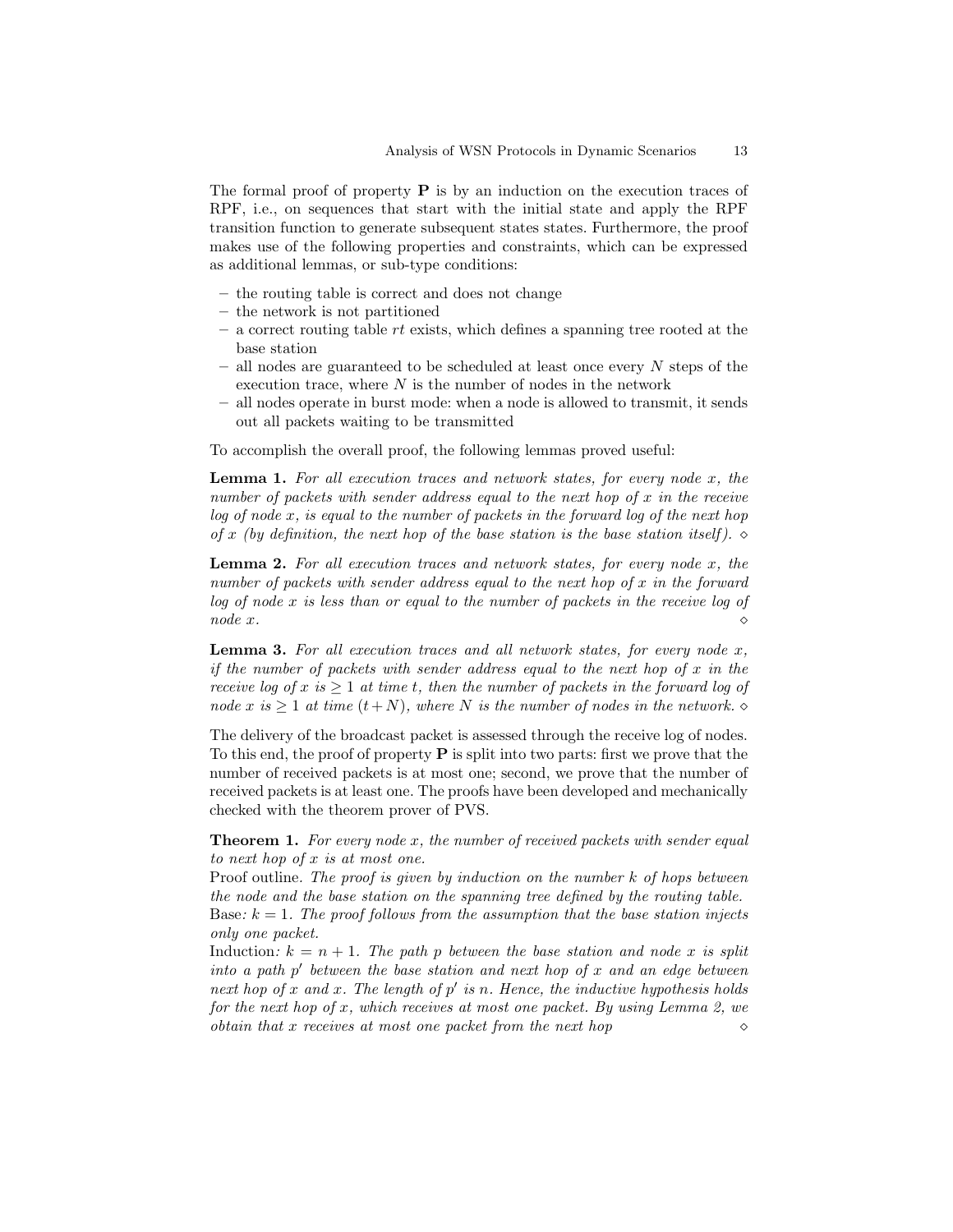The formal proof of property **P** is by an induction on the execution traces of RPF, i.e., on sequences that start with the initial state and apply the RPF transition function to generate subsequent states states. Furthermore, the proof makes use of the following properties and constraints, which can be expressed as additional lemmas, or sub-type conditions:

- the routing table is correct and does not change
- the network is not partitioned
- a correct routing table *rt* exists, which defines a spanning tree rooted at the base station
- all nodes are guaranteed to be scheduled at least once every $N$ steps of the execution trace, where $N$ is the number of nodes in the network
- all nodes operate in burst mode: when a node is allowed to transmit, it sends out all packets waiting to be transmitted

To accomplish the overall proof, the following lemmas proved useful:

**Lemma 1.** *For all execution traces and network states, for every node $x$, the number of packets with sender address equal to the next hop of $x$ in the receive log of node $x$, is equal to the number of packets in the forward log of the next hop of $x$ (by definition, the next hop of the base station is the base station itself).* ⋄

**Lemma 2.** *For all execution traces and network states, for every node $x$, the number of packets with sender address equal to the next hop of $x$ in the forward log of node $x$ is less than or equal to the number of packets in the receive log of node $x$.* ⋄

**Lemma 3.** *For all execution traces and all network states, for every node $x$, if the number of packets with sender address equal to the next hop of $x$ in the receive log of $x$ is $\geq 1$ at time $t$, then the number of packets in the forward log of node $x$ is $\geq 1$ at time $(t+N)$, where $N$ is the number of nodes in the network.* ⋄

The delivery of the broadcast packet is assessed through the receive log of nodes. To this end, the proof of property **P** is split into two parts: first we prove that the number of received packets is at most one; second, we prove that the number of received packets is at least one. The proofs have been developed and mechanically checked with the theorem prover of PVS.

**Theorem 1.** *For every node $x$, the number of received packets with sender equal to next hop of $x$ is at most one.*

Proof outline. *The proof is given by induction on the number $k$ of hops between the node and the base station on the spanning tree defined by the routing table.*

Base*: $k = 1$. The proof follows from the assumption that the base station injects only one packet.*

Induction*: $k = n + 1$. The path $p$ between the base station and node $x$ is split into a path $p'$ between the base station and next hop of $x$ and an edge between next hop of $x$ and $x$. The length of $p'$ is $n$. Hence, the inductive hypothesis holds for the next hop of $x$, which receives at most one packet. By using Lemma 2, we obtain that $x$ receives at most one packet from the next hop* ⋄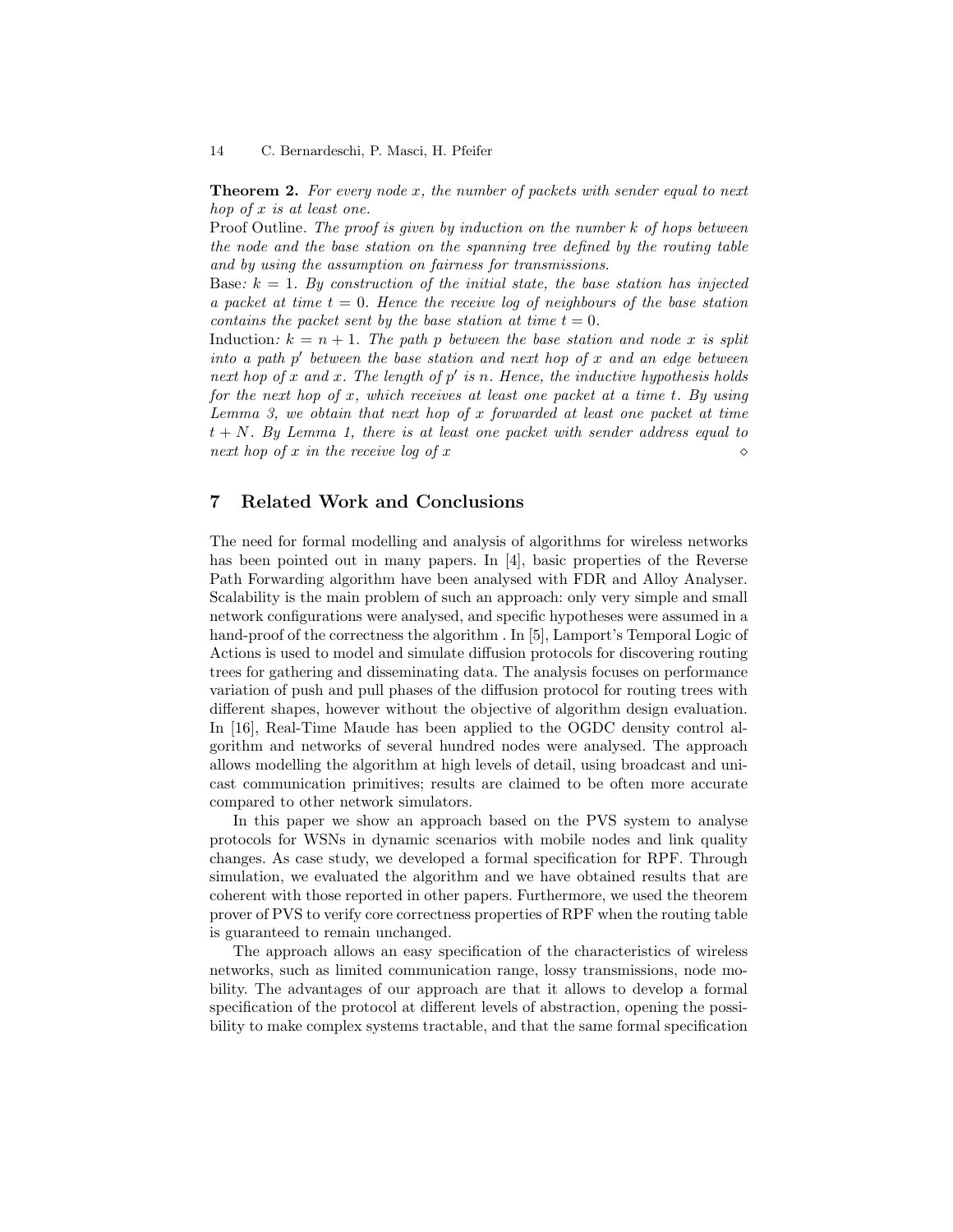**Theorem 2.** *For every node $x$, the number of packets with sender equal to next hop of $x$ is at least one.*

Proof Outline. *The proof is given by induction on the number $k$ of hops between the node and the base station on the spanning tree defined by the routing table and by using the assumption on fairness for transmissions.*

Base*: $k = 1$. By construction of the initial state, the base station has injected a packet at time $t = 0$. Hence the receive log of neighbours of the base station contains the packet sent by the base station at time $t = 0$.*

Induction*: $k = n + 1$. The path $p$ between the base station and node $x$ is split into a path $p'$ between the base station and next hop of $x$ and an edge between next hop of $x$ and $x$. The length of $p'$ is $n$. Hence, the inductive hypothesis holds for the next hop of $x$, which receives at least one packet at a time $t$. By using Lemma 3, we obtain that next hop of $x$ forwarded at least one packet at time $t + N$. By Lemma 1, there is at least one packet with sender address equal to next hop of $x$ in the receive log of $x$* ⋄

## 7 Related Work and Conclusions

The need for formal modelling and analysis of algorithms for wireless networks has been pointed out in many papers. In [4], basic properties of the Reverse Path Forwarding algorithm have been analysed with FDR and Alloy Analyser. Scalability is the main problem of such an approach: only very simple and small network configurations were analysed, and specific hypotheses were assumed in a hand-proof of the correctness the algorithm . In [5], Lamport's Temporal Logic of Actions is used to model and simulate diffusion protocols for discovering routing trees for gathering and disseminating data. The analysis focuses on performance variation of push and pull phases of the diffusion protocol for routing trees with different shapes, however without the objective of algorithm design evaluation. In [16], Real-Time Maude has been applied to the OGDC density control algorithm and networks of several hundred nodes were analysed. The approach allows modelling the algorithm at high levels of detail, using broadcast and unicast communication primitives; results are claimed to be often more accurate compared to other network simulators.

In this paper we show an approach based on the PVS system to analyse protocols for WSNs in dynamic scenarios with mobile nodes and link quality changes. As case study, we developed a formal specification for RPF. Through simulation, we evaluated the algorithm and we have obtained results that are coherent with those reported in other papers. Furthermore, we used the theorem prover of PVS to verify core correctness properties of RPF when the routing table is guaranteed to remain unchanged.

The approach allows an easy specification of the characteristics of wireless networks, such as limited communication range, lossy transmissions, node mobility. The advantages of our approach are that it allows to develop a formal specification of the protocol at different levels of abstraction, opening the possibility to make complex systems tractable, and that the same formal specification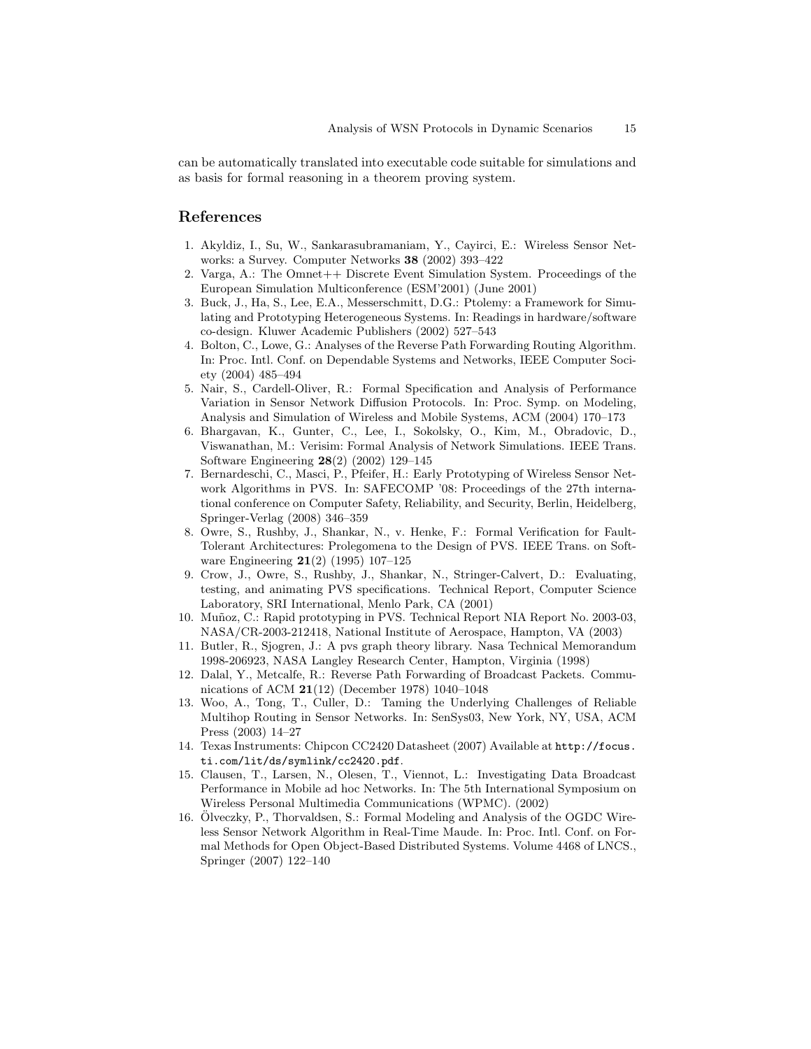can be automatically translated into executable code suitable for simulations and as basis for formal reasoning in a theorem proving system.

## References

1. Akyldiz, I., Su, W., Sankarasubramaniam, Y., Cayirci, E.: Wireless Sensor Networks: a Survey. Computer Networks **38** (2002) 393–422
2. Varga, A.: The Omnet++ Discrete Event Simulation System. Proceedings of the European Simulation Multiconference (ESM'2001) (June 2001)
3. Buck, J., Ha, S., Lee, E.A., Messerschmitt, D.G.: Ptolemy: a Framework for Simulating and Prototyping Heterogeneous Systems. In: Readings in hardware/software co-design. Kluwer Academic Publishers (2002) 527–543
4. Bolton, C., Lowe, G.: Analyses of the Reverse Path Forwarding Routing Algorithm. In: Proc. Intl. Conf. on Dependable Systems and Networks, IEEE Computer Society (2004) 485–494
5. Nair, S., Cardell-Oliver, R.: Formal Specification and Analysis of Performance Variation in Sensor Network Diffusion Protocols. In: Proc. Symp. on Modeling, Analysis and Simulation of Wireless and Mobile Systems, ACM (2004) 170–173
6. Bhargavan, K., Gunter, C., Lee, I., Sokolsky, O., Kim, M., Obradovic, D., Viswanathan, M.: Verisim: Formal Analysis of Network Simulations. IEEE Trans. Software Engineering **28**(2) (2002) 129–145
7. Bernardeschi, C., Masci, P., Pfeifer, H.: Early Prototyping of Wireless Sensor Network Algorithms in PVS. In: SAFECOMP '08: Proceedings of the 27th international conference on Computer Safety, Reliability, and Security, Berlin, Heidelberg, Springer-Verlag (2008) 346–359
8. Owre, S., Rushby, J., Shankar, N., v. Henke, F.: Formal Verification for Fault-Tolerant Architectures: Prolegomena to the Design of PVS. IEEE Trans. on Software Engineering **21**(2) (1995) 107–125
9. Crow, J., Owre, S., Rushby, J., Shankar, N., Stringer-Calvert, D.: Evaluating, testing, and animating PVS specifications. Technical Report, Computer Science Laboratory, SRI International, Menlo Park, CA (2001)
10. Muñoz, C.: Rapid prototyping in PVS. Technical Report NIA Report No. 2003-03, NASA/CR-2003-212418, National Institute of Aerospace, Hampton, VA (2003)
11. Butler, R., Sjogren, J.: A pvs graph theory library. Nasa Technical Memorandum 1998-206923, NASA Langley Research Center, Hampton, Virginia (1998)
12. Dalal, Y., Metcalfe, R.: Reverse Path Forwarding of Broadcast Packets. Communications of ACM **21**(12) (December 1978) 1040–1048
13. Woo, A., Tong, T., Culler, D.: Taming the Underlying Challenges of Reliable Multihop Routing in Sensor Networks. In: SenSys03, New York, NY, USA, ACM Press (2003) 14–27
14. Texas Instruments: Chipcon CC2420 Datasheet (2007) Available at `http://focus.ti.com/lit/ds/symlink/cc2420.pdf`.
15. Clausen, T., Larsen, N., Olesen, T., Viennot, L.: Investigating Data Broadcast Performance in Mobile ad hoc Networks. In: The 5th International Symposium on Wireless Personal Multimedia Communications (WPMC). (2002)
16. Ölveczky, P., Thorvaldsen, S.: Formal Modeling and Analysis of the OGDC Wireless Sensor Network Algorithm in Real-Time Maude. In: Proc. Intl. Conf. on Formal Methods for Open Object-Based Distributed Systems. Volume 4468 of LNCS., Springer (2007) 122–140